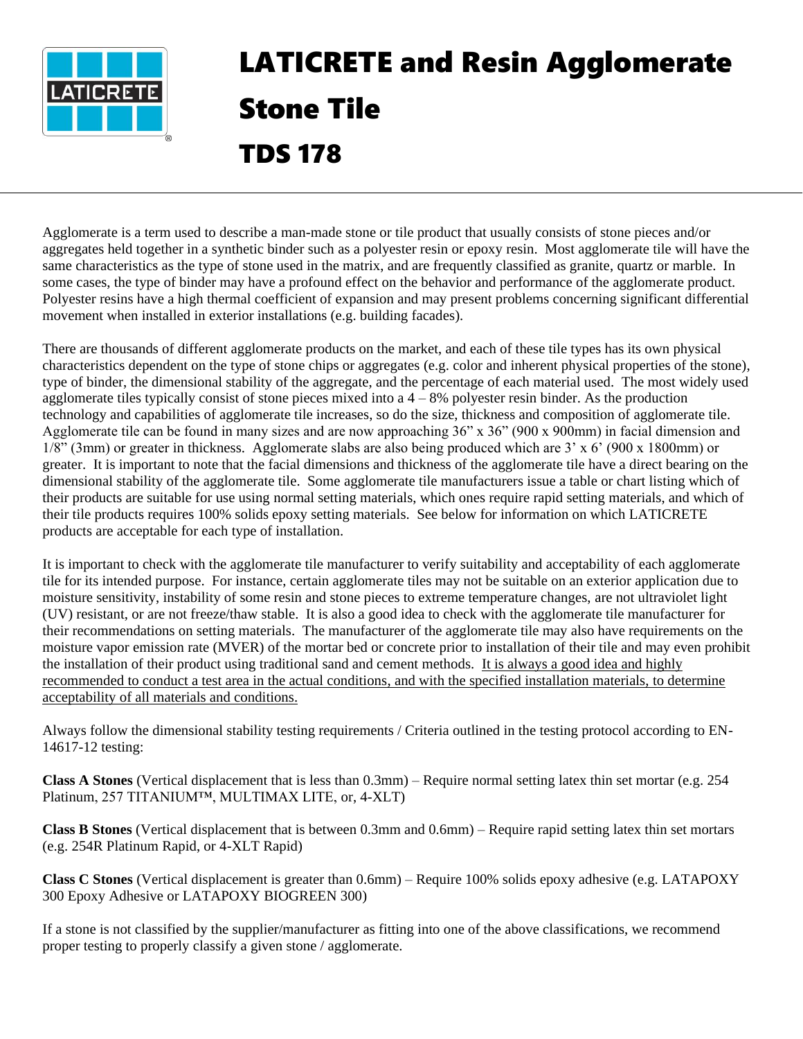# LATICRETE and Resin Agglomerate Stone Tile

# TDS 178

Agglomerate is a term used to describe a man-made stone or tile product that usually consists of stone pieces and/or aggregates held together in a synthetic binder such as a polyester resin or epoxy resin. Most agglomerate tile will have the same characteristics as the type of stone used in the matrix, and are frequently classified as granite, quartz or marble. In some cases, the type of binder may have a profound effect on the behavior and performance of the agglomerate product. Polyester resins have a high thermal coefficient of expansion and may present problems concerning significant differential movement when installed in exterior installations (e.g. building facades).

There are thousands of different agglomerate products on the market, and each of these tile types has its own physical characteristics dependent on the type of stone chips or aggregates (e.g. color and inherent physical properties of the stone), type of binder, the dimensional stability of the aggregate, and the percentage of each material used. The most widely used agglomerate tiles typically consist of stone pieces mixed into a 4 – 8% polyester resin binder. As the production technology and capabilities of agglomerate tile increases, so do the size, thickness and composition of agglomerate tile. Agglomerate tile can be found in many sizes and are now approaching 36" x 36" (900 x 900mm) in facial dimension and 1/8" (3mm) or greater in thickness. Agglomerate slabs are also being produced which are 3' x 6' (900 x 1800mm) or greater. It is important to note that the facial dimensions and thickness of the agglomerate tile have a direct bearing on the dimensional stability of the agglomerate tile. Some agglomerate tile manufacturers issue a table or chart listing which of their products are suitable for use using normal setting materials, which ones require rapid setting materials, and which of their tile products requires 100% solids epoxy setting materials. See below for information on which LATICRETE products are acceptable for each type of installation.

It is important to check with the agglomerate tile manufacturer to verify suitability and acceptability of each agglomerate tile for its intended purpose. For instance, certain agglomerate tiles may not be suitable on an exterior application due to moisture sensitivity, instability of some resin and stone pieces to extreme temperature changes, are not ultraviolet light (UV) resistant, or are not freeze/thaw stable. It is also a good idea to check with the agglomerate tile manufacturer for their recommendations on setting materials. The manufacturer of the agglomerate tile may also have requirements on the moisture vapor emission rate (MVER) of the mortar bed or concrete prior to installation of their tile and may even prohibit the installation of their product using traditional sand and cement methods. It is always a good idea and highly recommended to conduct a test area in the actual conditions, and with the specified installation materials, to determine acceptability of all materials and conditions.

Always follow the dimensional stability testing requirements / Criteria outlined in the testing protocol according to EN-14617-12 testing:

**Class A Stones** (Vertical displacement that is less than 0.3mm) – Require normal setting latex thin set mortar (e.g. 254 Platinum, 257 TITANIUM™, MULTIMAX LITE, or, 4-XLT)

**Class B Stones** (Vertical displacement that is between 0.3mm and 0.6mm) – Require rapid setting latex thin set mortars (e.g. 254R Platinum Rapid, or 4-XLT Rapid)

**Class C Stones** (Vertical displacement is greater than 0.6mm) – Require 100% solids epoxy adhesive (e.g. LATAPOXY 300 Epoxy Adhesive or LATAPOXY BIOGREEN 300)

If a stone is not classified by the supplier/manufacturer as fitting into one of the above classifications, we recommend proper testing to properly classify a given stone / agglomerate.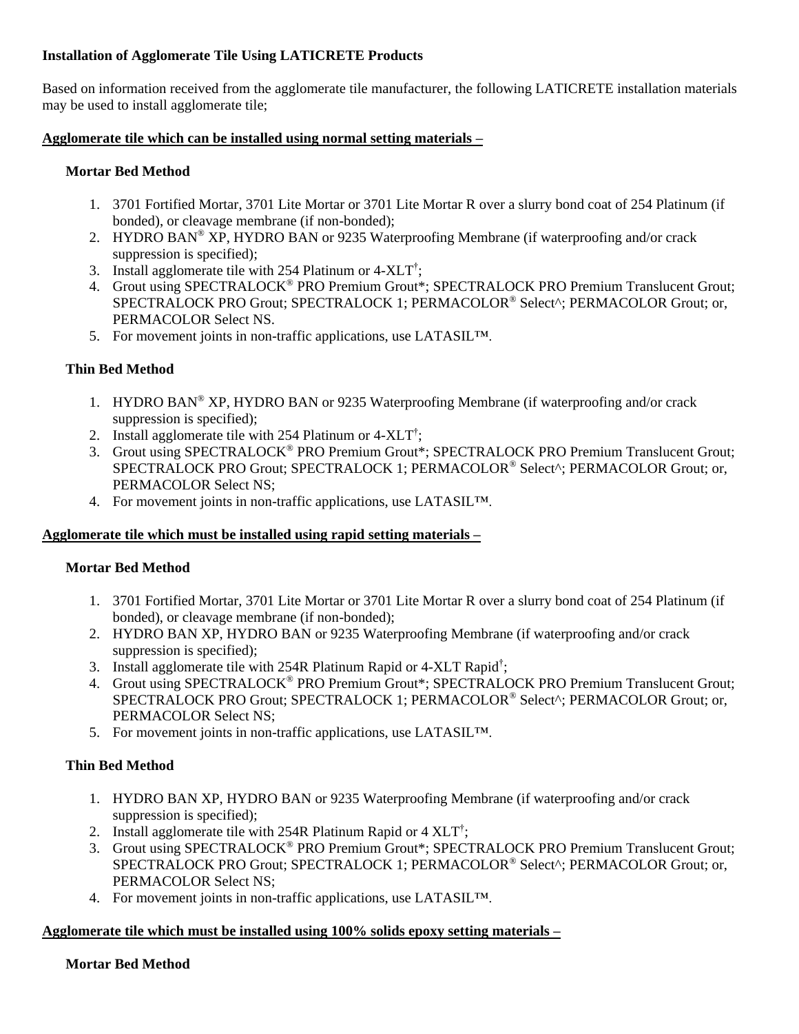**Installation of Agglomerate Tile Using LATICRETE Products**

Based on information received from the agglomerate tile manufacturer, the following LATICRETE installation materials may be used to install agglomerate tile;

**Agglomerate tile which can be installed using normal setting materials –**

**Mortar Bed Method**

1. 3701 Fortified Mortar, 3701 Lite Mortar or 3701 Lite Mortar R over a slurry bond coat of 254 Platinum (if bonded), or cleavage membrane (if non-bonded);
2. HYDRO BAN® XP, HYDRO BAN or 9235 Waterproofing Membrane (if waterproofing and/or crack suppression is specified);
3. Install agglomerate tile with 254 Platinum or 4-XLT†;
4. Grout using SPECTRALOCK® PRO Premium Grout*; SPECTRALOCK PRO Premium Translucent Grout; SPECTRALOCK PRO Grout; SPECTRALOCK 1; PERMACOLOR® Select^; PERMACOLOR Grout; or, PERMACOLOR Select NS.
5. For movement joints in non-traffic applications, use LATASIL™.

**Thin Bed Method**

1. HYDRO BAN® XP, HYDRO BAN or 9235 Waterproofing Membrane (if waterproofing and/or crack suppression is specified);
2. Install agglomerate tile with 254 Platinum or 4-XLT†;
3. Grout using SPECTRALOCK® PRO Premium Grout*; SPECTRALOCK PRO Premium Translucent Grout; SPECTRALOCK PRO Grout; SPECTRALOCK 1; PERMACOLOR® Select^; PERMACOLOR Grout; or, PERMACOLOR Select NS;
4. For movement joints in non-traffic applications, use LATASIL™.

**Agglomerate tile which must be installed using rapid setting materials –**

**Mortar Bed Method**

1. 3701 Fortified Mortar, 3701 Lite Mortar or 3701 Lite Mortar R over a slurry bond coat of 254 Platinum (if bonded), or cleavage membrane (if non-bonded);
2. HYDRO BAN XP, HYDRO BAN or 9235 Waterproofing Membrane (if waterproofing and/or crack suppression is specified);
3. Install agglomerate tile with 254R Platinum Rapid or 4-XLT Rapid†;
4. Grout using SPECTRALOCK® PRO Premium Grout*; SPECTRALOCK PRO Premium Translucent Grout; SPECTRALOCK PRO Grout; SPECTRALOCK 1; PERMACOLOR® Select^; PERMACOLOR Grout; or, PERMACOLOR Select NS;
5. For movement joints in non-traffic applications, use LATASIL™.

**Thin Bed Method**

1. HYDRO BAN XP, HYDRO BAN or 9235 Waterproofing Membrane (if waterproofing and/or crack suppression is specified);
2. Install agglomerate tile with 254R Platinum Rapid or 4 XLT†;
3. Grout using SPECTRALOCK® PRO Premium Grout*; SPECTRALOCK PRO Premium Translucent Grout; SPECTRALOCK PRO Grout; SPECTRALOCK 1; PERMACOLOR® Select^; PERMACOLOR Grout; or, PERMACOLOR Select NS;
4. For movement joints in non-traffic applications, use LATASIL™.

**Agglomerate tile which must be installed using 100% solids epoxy setting materials –**

**Mortar Bed Method**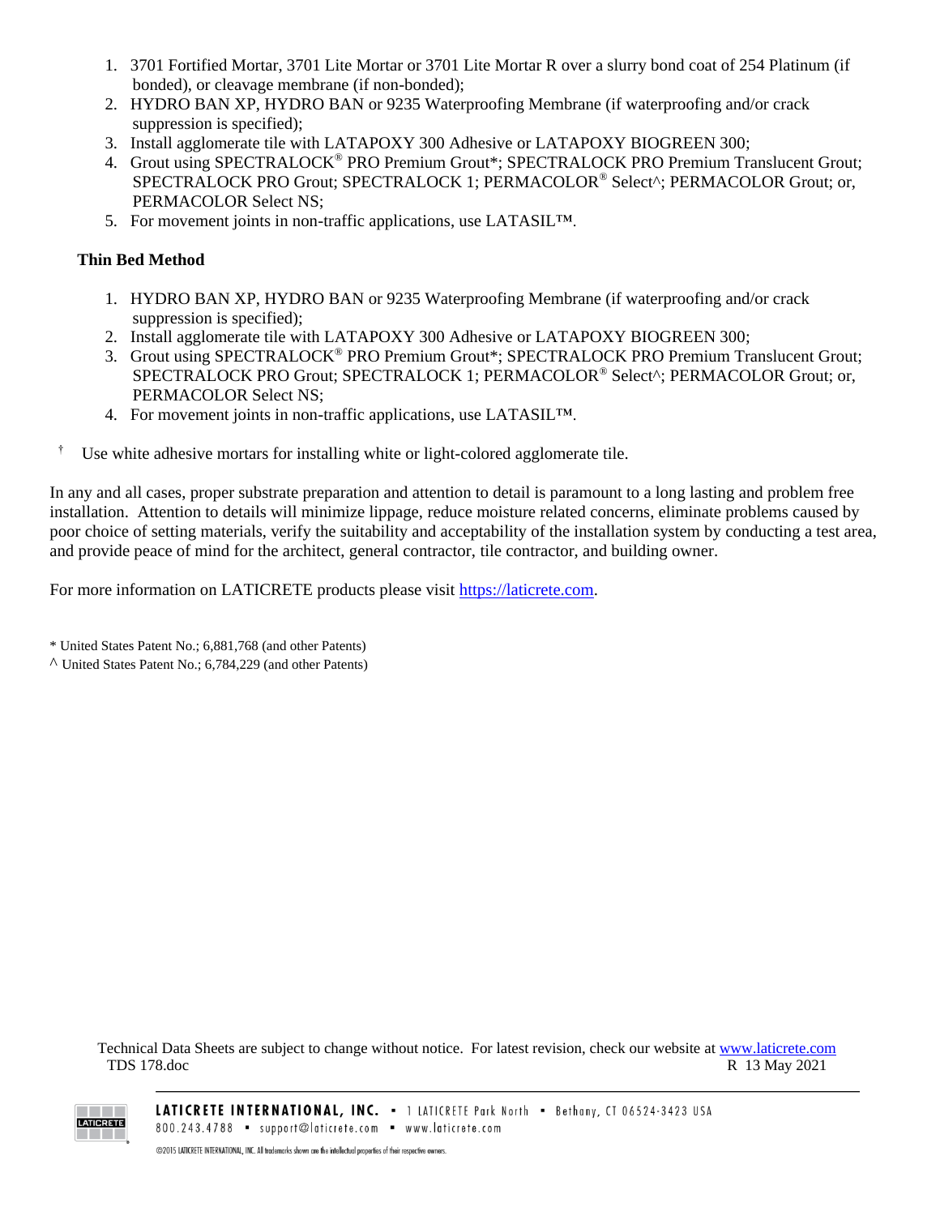1. 3701 Fortified Mortar, 3701 Lite Mortar or 3701 Lite Mortar R over a slurry bond coat of 254 Platinum (if bonded), or cleavage membrane (if non-bonded);
2. HYDRO BAN XP, HYDRO BAN or 9235 Waterproofing Membrane (if waterproofing and/or crack suppression is specified);
3. Install agglomerate tile with LATAPOXY 300 Adhesive or LATAPOXY BIOGREEN 300;
4. Grout using SPECTRALOCK® PRO Premium Grout*; SPECTRALOCK PRO Premium Translucent Grout; SPECTRALOCK PRO Grout; SPECTRALOCK 1; PERMACOLOR® Select^; PERMACOLOR Grout; or, PERMACOLOR Select NS;
5. For movement joints in non-traffic applications, use LATASIL™.

**Thin Bed Method**

1. HYDRO BAN XP, HYDRO BAN or 9235 Waterproofing Membrane (if waterproofing and/or crack suppression is specified);
2. Install agglomerate tile with LATAPOXY 300 Adhesive or LATAPOXY BIOGREEN 300;
3. Grout using SPECTRALOCK® PRO Premium Grout*; SPECTRALOCK PRO Premium Translucent Grout; SPECTRALOCK PRO Grout; SPECTRALOCK 1; PERMACOLOR® Select^; PERMACOLOR Grout; or, PERMACOLOR Select NS;
4. For movement joints in non-traffic applications, use LATASIL™.

† Use white adhesive mortars for installing white or light-colored agglomerate tile.

In any and all cases, proper substrate preparation and attention to detail is paramount to a long lasting and problem free installation. Attention to details will minimize lippage, reduce moisture related concerns, eliminate problems caused by poor choice of setting materials, verify the suitability and acceptability of the installation system by conducting a test area, and provide peace of mind for the architect, general contractor, tile contractor, and building owner.

For more information on LATICRETE products please visit https://laticrete.com.

* United States Patent No.; 6,881,768 (and other Patents)
^ United States Patent No.; 6,784,229 (and other Patents)

Technical Data Sheets are subject to change without notice. For latest revision, check our website at www.laticrete.com
TDS 178.doc R 13 May 2021

**LATICRETE INTERNATIONAL, INC.** ▪ 1 LATICRETE Park North ▪ Bethany, CT 06524-3423 USA
800.243.4788 ▪ support@laticrete.com ▪ www.laticrete.com

©2015 LATICRETE INTERNATIONAL, INC. All trademarks shown are the intellectual properties of their respective owners.